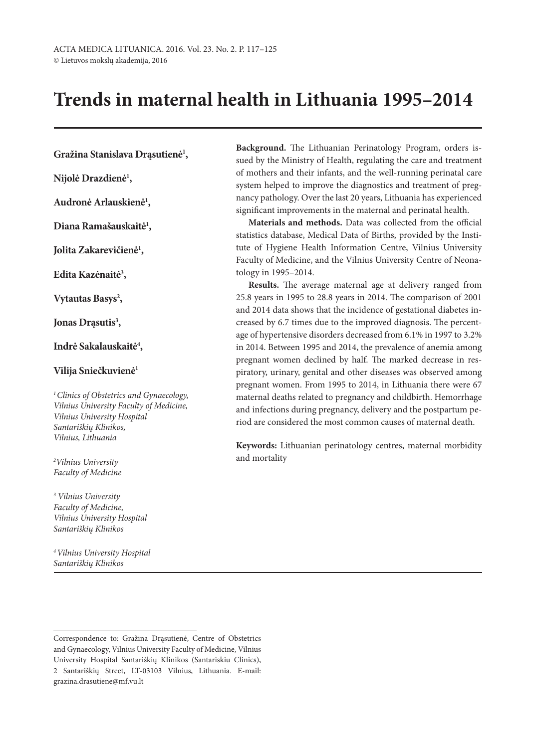# Trends in maternal health in Lithuania 1995–2014

**Gražina Stanislava Drąsutienė[1],**

**Nijolė Drazdienė[1],**

**Audronė Arlauskienė[1],**

**Diana Ramašauskaitė[1],**

**Jolita Zakarevičienė[1],**

**Edita Kazėnaitė[3],**

**Vytautas Basys[2],**

**Jonas Drąsutis[3],**

**Indrė Sakalauskaitė[4],**

**Vilija Sniečkuvienė[1]**

*[1] Clinics of Obstetrics and Gynaecology, Vilnius University Faculty of Medicine, Vilnius University Hospital Santariškių Klinikos, Vilnius, Lithuania*

*[2] Vilnius University Faculty of Medicine*

*[3] Vilnius University Faculty of Medicine, Vilnius University Hospital Santariškių Klinikos*

*[4] Vilnius University Hospital Santariškių Klinikos*

**Background.** The Lithuanian Perinatology Program, orders issued by the Ministry of Health, regulating the care and treatment of mothers and their infants, and the well-running perinatal care system helped to improve the diagnostics and treatment of pregnancy pathology. Over the last 20 years, Lithuania has experienced significant improvements in the maternal and perinatal health.

**Materials and methods.** Data was collected from the official statistics database, Medical Data of Births, provided by the Institute of Hygiene Health Information Centre, Vilnius University Faculty of Medicine, and the Vilnius University Centre of Neonatology in 1995–2014.

**Results.** The average maternal age at delivery ranged from 25.8 years in 1995 to 28.8 years in 2014. The comparison of 2001 and 2014 data shows that the incidence of gestational diabetes increased by 6.7 times due to the improved diagnosis. The percentage of hypertensive disorders decreased from 6.1% in 1997 to 3.2% in 2014. Between 1995 and 2014, the prevalence of anemia among pregnant women declined by half. The marked decrease in respiratory, urinary, genital and other diseases was observed among pregnant women. From 1995 to 2014, in Lithuania there were 67 maternal deaths related to pregnancy and childbirth. Hemorrhage and infections during pregnancy, delivery and the postpartum period are considered the most common causes of maternal death.

**Keywords:** Lithuanian perinatology centres, maternal morbidity and mortality

---

Correspondence to: Gražina Drąsutienė, Centre of Obstetrics and Gynaecology, Vilnius University Faculty of Medicine, Vilnius University Hospital Santariškių Klinikos (Santariskiu Clinics), 2 Santariškių Street, LT-03103 Vilnius, Lithuania. E-mail: grazina.drasutiene@mf.vu.lt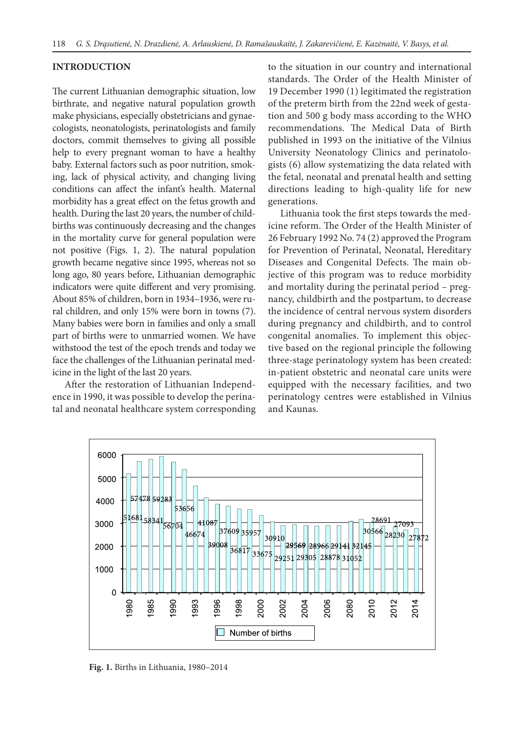## INTRODUCTION

The current Lithuanian demographic situation, low birthrate, and negative natural population growth make physicians, especially obstetricians and gynaecologists, neonatologists, perinatologists and family doctors, commit themselves to giving all possible help to every pregnant woman to have a healthy baby. External factors such as poor nutrition, smoking, lack of physical activity, and changing living conditions can affect the infant's health. Maternal morbidity has a great effect on the fetus growth and health. During the last 20 years, the number of childbirths was continuously decreasing and the changes in the mortality curve for general population were not positive (Figs. 1, 2). The natural population growth became negative since 1995, whereas not so long ago, 80 years before, Lithuanian demographic indicators were quite different and very promising. About 85% of children, born in 1934–1936, were rural children, and only 15% were born in towns (7). Many babies were born in families and only a small part of births were to unmarried women. We have withstood the test of the epoch trends and today we face the challenges of the Lithuanian perinatal medicine in the light of the last 20 years.

After the restoration of Lithuanian Independence in 1990, it was possible to develop the perinatal and neonatal healthcare system corresponding to the situation in our country and international standards. The Order of the Health Minister of 19 December 1990 (1) legitimated the registration of the preterm birth from the 22nd week of gestation and 500 g body mass according to the WHO recommendations. The Medical Data of Birth published in 1993 on the initiative of the Vilnius University Neonatology Clinics and perinatologists (6) allow systematizing the data related with the fetal, neonatal and prenatal health and setting directions leading to high-quality life for new generations.

Lithuania took the first steps towards the medicine reform. The Order of the Health Minister of 26 February 1992 No. 74 (2) approved the Program for Prevention of Perinatal, Neonatal, Hereditary Diseases and Congenital Defects. The main objective of this program was to reduce morbidity and mortality during the perinatal period – pregnancy, childbirth and the postpartum, to decrease the incidence of central nervous system disorders during pregnancy and childbirth, and to control congenital anomalies. To implement this objective based on the regional principle the following three-stage perinatology system has been created: in-patient obstetric and neonatal care units were equipped with the necessary facilities, and two perinatology centres were established in Vilnius and Kaunas.

**Fig. 1.** Births in Lithuania, 1980–2014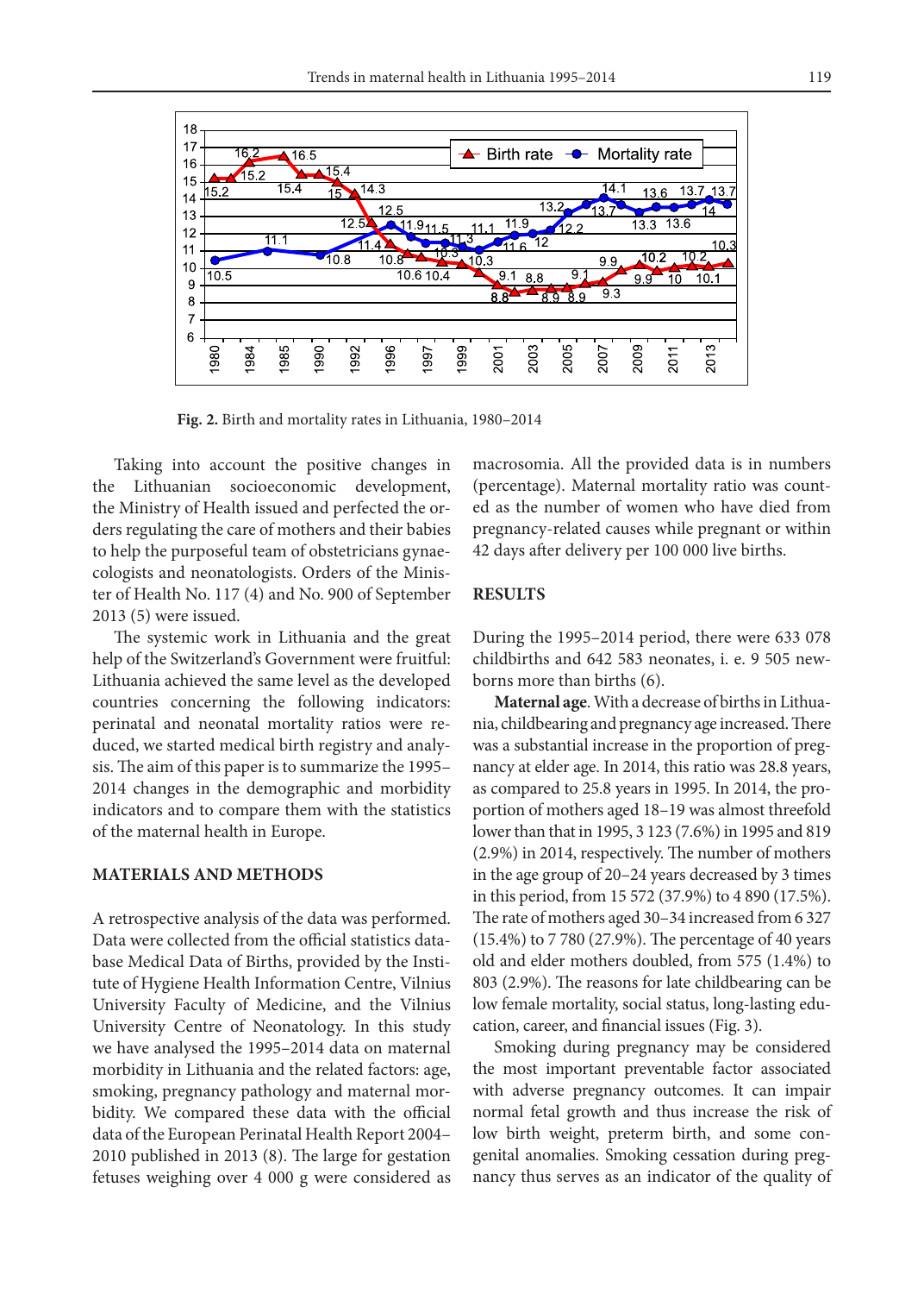Fig. 2. Birth and mortality rates in Lithuania, 1980–2014

Taking into account the positive changes in the Lithuanian socioeconomic development, the Ministry of Health issued and perfected the orders regulating the care of mothers and their babies to help the purposeful team of obstetricians gynaecologists and neonatologists. Orders of the Minister of Health No. 117 (4) and No. 900 of September 2013 (5) were issued.

The systemic work in Lithuania and the great help of the Switzerland's Government were fruitful: Lithuania achieved the same level as the developed countries concerning the following indicators: perinatal and neonatal mortality ratios were reduced, we started medical birth registry and analysis. The aim of this paper is to summarize the 1995–2014 changes in the demographic and morbidity indicators and to compare them with the statistics of the maternal health in Europe.

## MATERIALS AND METHODS

A retrospective analysis of the data was performed. Data were collected from the official statistics database Medical Data of Births, provided by the Institute of Hygiene Health Information Centre, Vilnius University Faculty of Medicine, and the Vilnius University Centre of Neonatology. In this study we have analysed the 1995–2014 data on maternal morbidity in Lithuania and the related factors: age, smoking, pregnancy pathology and maternal morbidity. We compared these data with the official data of the European Perinatal Health Report 2004–2010 published in 2013 (8). The large for gestation fetuses weighing over 4 000 g were considered as macrosomia. All the provided data is in numbers (percentage). Maternal mortality ratio was counted as the number of women who have died from pregnancy-related causes while pregnant or within 42 days after delivery per 100 000 live births.

## RESULTS

During the 1995–2014 period, there were 633 078 childbirths and 642 583 neonates, i. e. 9 505 newborns more than births (6).

**Maternal age**. With a decrease of births in Lithuania, childbearing and pregnancy age increased. There was a substantial increase in the proportion of pregnancy at elder age. In 2014, this ratio was 28.8 years, as compared to 25.8 years in 1995. In 2014, the proportion of mothers aged 18–19 was almost threefold lower than that in 1995, 3 123 (7.6%) in 1995 and 819 (2.9%) in 2014, respectively. The number of mothers in the age group of 20–24 years decreased by 3 times in this period, from 15 572 (37.9%) to 4 890 (17.5%). The rate of mothers aged 30–34 increased from 6 327 (15.4%) to 7 780 (27.9%). The percentage of 40 years old and elder mothers doubled, from 575 (1.4%) to 803 (2.9%). The reasons for late childbearing can be low female mortality, social status, long-lasting education, career, and financial issues (Fig. 3).

Smoking during pregnancy may be considered the most important preventable factor associated with adverse pregnancy outcomes. It can impair normal fetal growth and thus increase the risk of low birth weight, preterm birth, and some congenital anomalies. Smoking cessation during pregnancy thus serves as an indicator of the quality of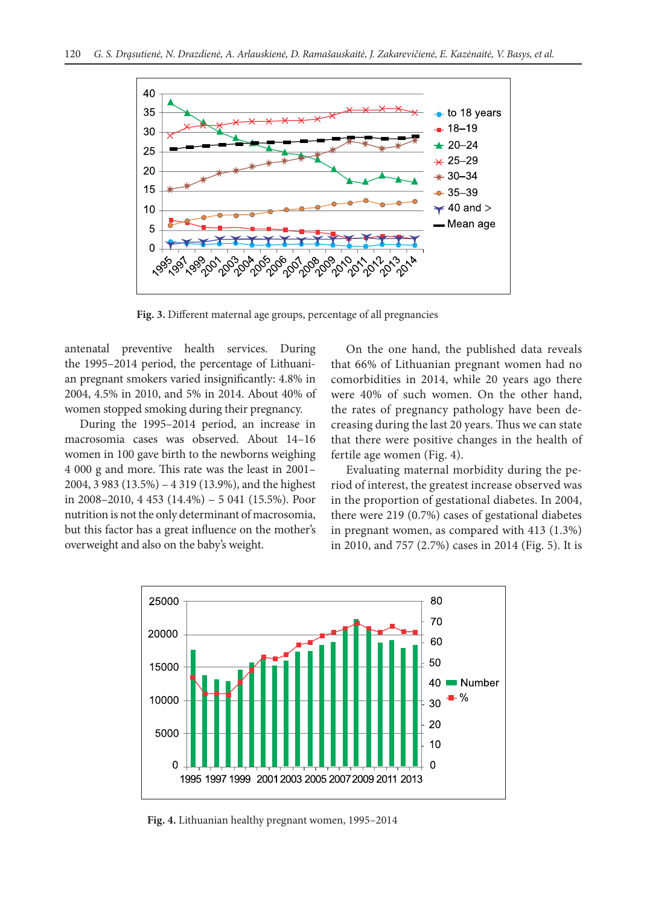Fig. 3. Different maternal age groups, percentage of all pregnancies

antenatal preventive health services. During the 1995–2014 period, the percentage of Lithuanian pregnant smokers varied insignificantly: 4.8% in 2004, 4.5% in 2010, and 5% in 2014. About 40% of women stopped smoking during their pregnancy.

During the 1995–2014 period, an increase in macrosomia cases was observed. About 14–16 women in 100 gave birth to the newborns weighing 4 000 g and more. This rate was the least in 2001–2004, 3 983 (13.5%) – 4 319 (13.9%), and the highest in 2008–2010, 4 453 (14.4%) – 5 041 (15.5%). Poor nutrition is not the only determinant of macrosomia, but this factor has a great influence on the mother's overweight and also on the baby's weight.

On the one hand, the published data reveals that 66% of Lithuanian pregnant women had no comorbidities in 2014, while 20 years ago there were 40% of such women. On the other hand, the rates of pregnancy pathology have been decreasing during the last 20 years. Thus we can state that there were positive changes in the health of fertile age women (Fig. 4).

Evaluating maternal morbidity during the period of interest, the greatest increase observed was in the proportion of gestational diabetes. In 2004, there were 219 (0.7%) cases of gestational diabetes in pregnant women, as compared with 413 (1.3%) in 2010, and 757 (2.7%) cases in 2014 (Fig. 5). It is

Fig. 4. Lithuanian healthy pregnant women, 1995–2014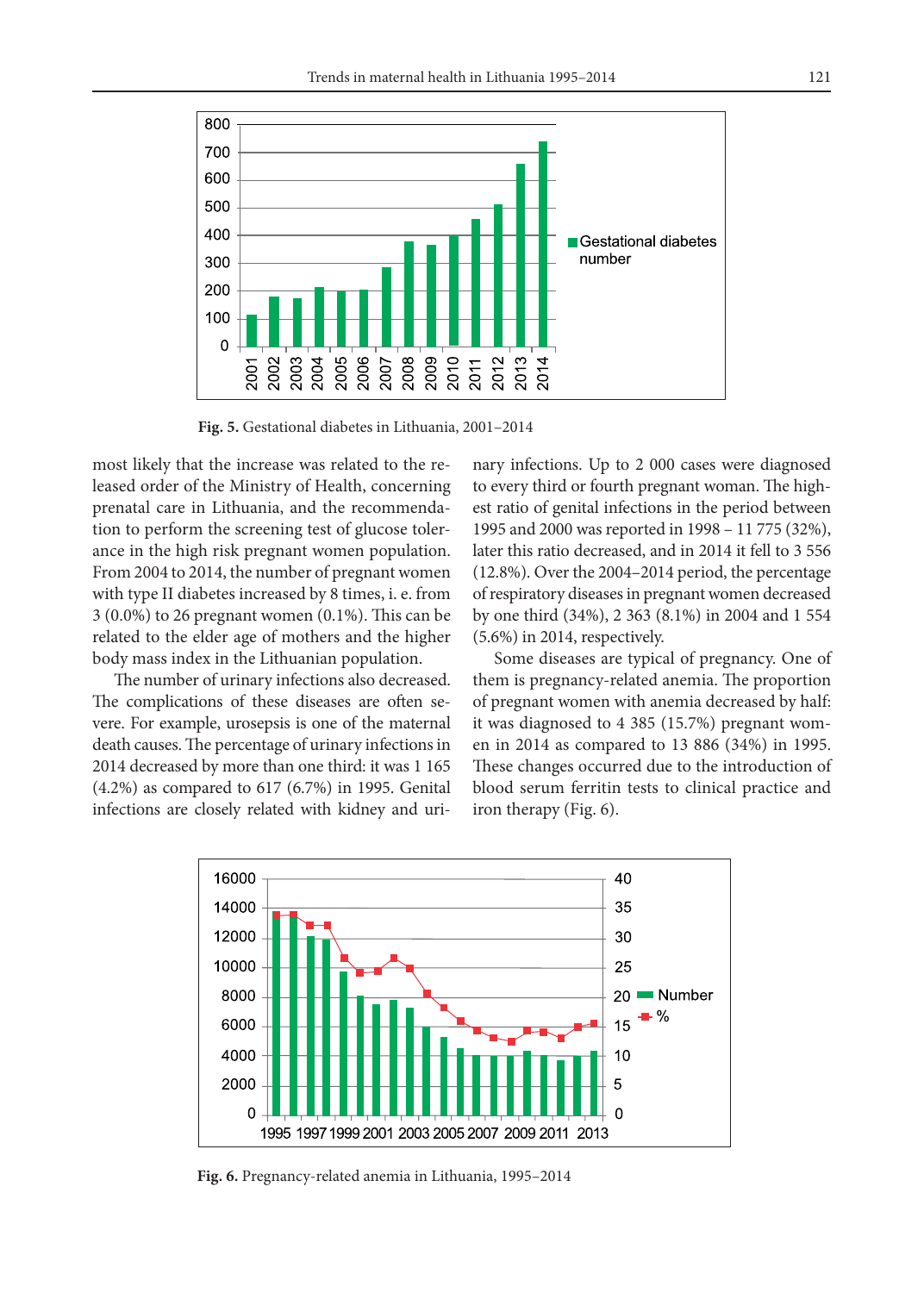**Fig. 5.** Gestational diabetes in Lithuania, 2001–2014

most likely that the increase was related to the released order of the Ministry of Health, concerning prenatal care in Lithuania, and the recommendation to perform the screening test of glucose tolerance in the high risk pregnant women population. From 2004 to 2014, the number of pregnant women with type II diabetes increased by 8 times, i. e. from 3 (0.0%) to 26 pregnant women (0.1%). This can be related to the elder age of mothers and the higher body mass index in the Lithuanian population.

The number of urinary infections also decreased. The complications of these diseases are often severe. For example, urosepsis is one of the maternal death causes. The percentage of urinary infections in 2014 decreased by more than one third: it was 1 165 (4.2%) as compared to 617 (6.7%) in 1995. Genital infections are closely related with kidney and urinary infections. Up to 2 000 cases were diagnosed to every third or fourth pregnant woman. The highest ratio of genital infections in the period between 1995 and 2000 was reported in 1998 – 11 775 (32%), later this ratio decreased, and in 2014 it fell to 3 556 (12.8%). Over the 2004–2014 period, the percentage of respiratory diseases in pregnant women decreased by one third (34%), 2 363 (8.1%) in 2004 and 1 554 (5.6%) in 2014, respectively.

Some diseases are typical of pregnancy. One of them is pregnancy-related anemia. The proportion of pregnant women with anemia decreased by half: it was diagnosed to 4 385 (15.7%) pregnant women in 2014 as compared to 13 886 (34%) in 1995. These changes occurred due to the introduction of blood serum ferritin tests to clinical practice and iron therapy (Fig. 6).

**Fig. 6.** Pregnancy-related anemia in Lithuania, 1995–2014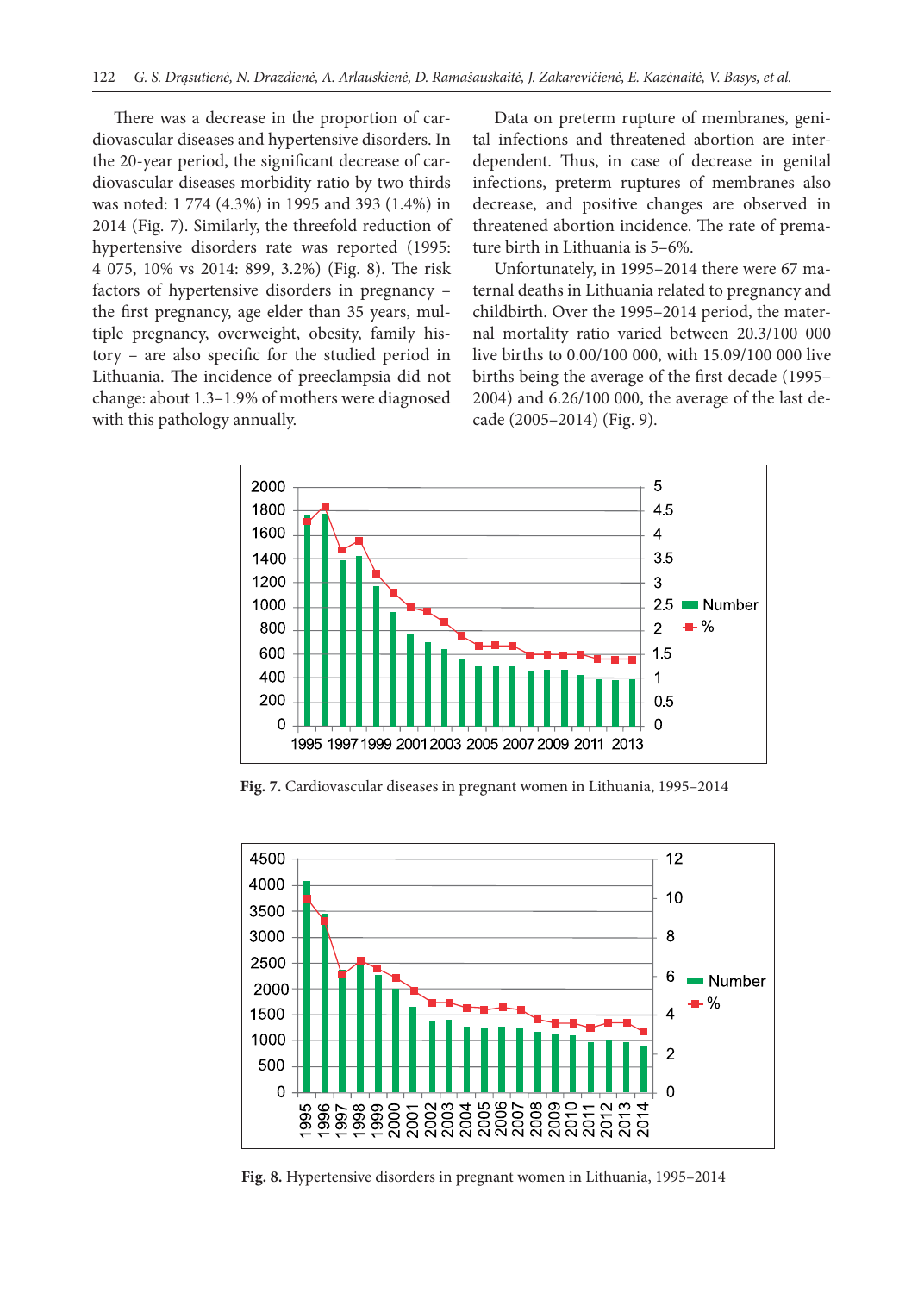There was a decrease in the proportion of cardiovascular diseases and hypertensive disorders. In the 20-year period, the significant decrease of cardiovascular diseases morbidity ratio by two thirds was noted: 1 774 (4.3%) in 1995 and 393 (1.4%) in 2014 (Fig. 7). Similarly, the threefold reduction of hypertensive disorders rate was reported (1995: 4 075, 10% vs 2014: 899, 3.2%) (Fig. 8). The risk factors of hypertensive disorders in pregnancy – the first pregnancy, age elder than 35 years, multiple pregnancy, overweight, obesity, family history – are also specific for the studied period in Lithuania. The incidence of preeclampsia did not change: about 1.3–1.9% of mothers were diagnosed with this pathology annually.

Data on preterm rupture of membranes, genital infections and threatened abortion are interdependent. Thus, in case of decrease in genital infections, preterm ruptures of membranes also decrease, and positive changes are observed in threatened abortion incidence. The rate of premature birth in Lithuania is 5–6%.

Unfortunately, in 1995–2014 there were 67 maternal deaths in Lithuania related to pregnancy and childbirth. Over the 1995–2014 period, the maternal mortality ratio varied between 20.3/100 000 live births to 0.00/100 000, with 15.09/100 000 live births being the average of the first decade (1995–2004) and 6.26/100 000, the average of the last decade (2005–2014) (Fig. 9).

**Fig. 7.** Cardiovascular diseases in pregnant women in Lithuania, 1995–2014

**Fig. 8.** Hypertensive disorders in pregnant women in Lithuania, 1995–2014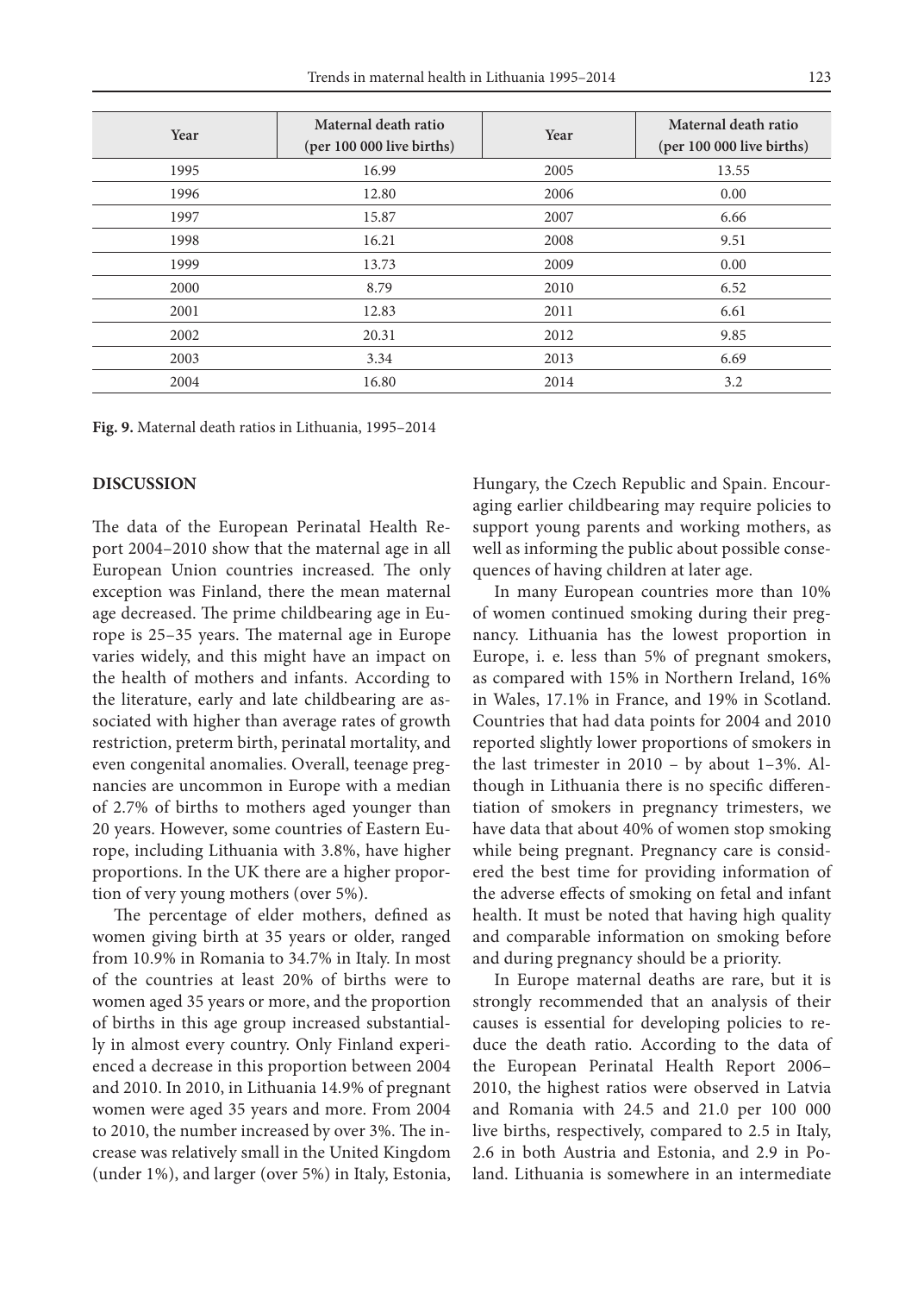| Year | Maternal death ratio (per 100 000 live births) | Year | Maternal death ratio (per 100 000 live births) |
|---|---|---|---|
| 1995 | 16.99 | 2005 | 13.55 |
| 1996 | 12.80 | 2006 | 0.00 |
| 1997 | 15.87 | 2007 | 6.66 |
| 1998 | 16.21 | 2008 | 9.51 |
| 1999 | 13.73 | 2009 | 0.00 |
| 2000 | 8.79 | 2010 | 6.52 |
| 2001 | 12.83 | 2011 | 6.61 |
| 2002 | 20.31 | 2012 | 9.85 |
| 2003 | 3.34 | 2013 | 6.69 |
| 2004 | 16.80 | 2014 | 3.2 |

**Fig. 9.** Maternal death ratios in Lithuania, 1995–2014

## DISCUSSION

The data of the European Perinatal Health Report 2004–2010 show that the maternal age in all European Union countries increased. The only exception was Finland, there the mean maternal age decreased. The prime childbearing age in Europe is 25–35 years. The maternal age in Europe varies widely, and this might have an impact on the health of mothers and infants. According to the literature, early and late childbearing are associated with higher than average rates of growth restriction, preterm birth, perinatal mortality, and even congenital anomalies. Overall, teenage pregnancies are uncommon in Europe with a median of 2.7% of births to mothers aged younger than 20 years. However, some countries of Eastern Europe, including Lithuania with 3.8%, have higher proportions. In the UK there are a higher proportion of very young mothers (over 5%).

The percentage of elder mothers, defined as women giving birth at 35 years or older, ranged from 10.9% in Romania to 34.7% in Italy. In most of the countries at least 20% of births were to women aged 35 years or more, and the proportion of births in this age group increased substantially in almost every country. Only Finland experienced a decrease in this proportion between 2004 and 2010. In 2010, in Lithuania 14.9% of pregnant women were aged 35 years and more. From 2004 to 2010, the number increased by over 3%. The increase was relatively small in the United Kingdom (under 1%), and larger (over 5%) in Italy, Estonia, Hungary, the Czech Republic and Spain. Encouraging earlier childbearing may require policies to support young parents and working mothers, as well as informing the public about possible consequences of having children at later age.

In many European countries more than 10% of women continued smoking during their pregnancy. Lithuania has the lowest proportion in Europe, i. e. less than 5% of pregnant smokers, as compared with 15% in Northern Ireland, 16% in Wales, 17.1% in France, and 19% in Scotland. Countries that had data points for 2004 and 2010 reported slightly lower proportions of smokers in the last trimester in 2010 – by about 1–3%. Although in Lithuania there is no specific differentiation of smokers in pregnancy trimesters, we have data that about 40% of women stop smoking while being pregnant. Pregnancy care is considered the best time for providing information of the adverse effects of smoking on fetal and infant health. It must be noted that having high quality and comparable information on smoking before and during pregnancy should be a priority.

In Europe maternal deaths are rare, but it is strongly recommended that an analysis of their causes is essential for developing policies to reduce the death ratio. According to the data of the European Perinatal Health Report 2006–2010, the highest ratios were observed in Latvia and Romania with 24.5 and 21.0 per 100 000 live births, respectively, compared to 2.5 in Italy, 2.6 in both Austria and Estonia, and 2.9 in Poland. Lithuania is somewhere in an intermediate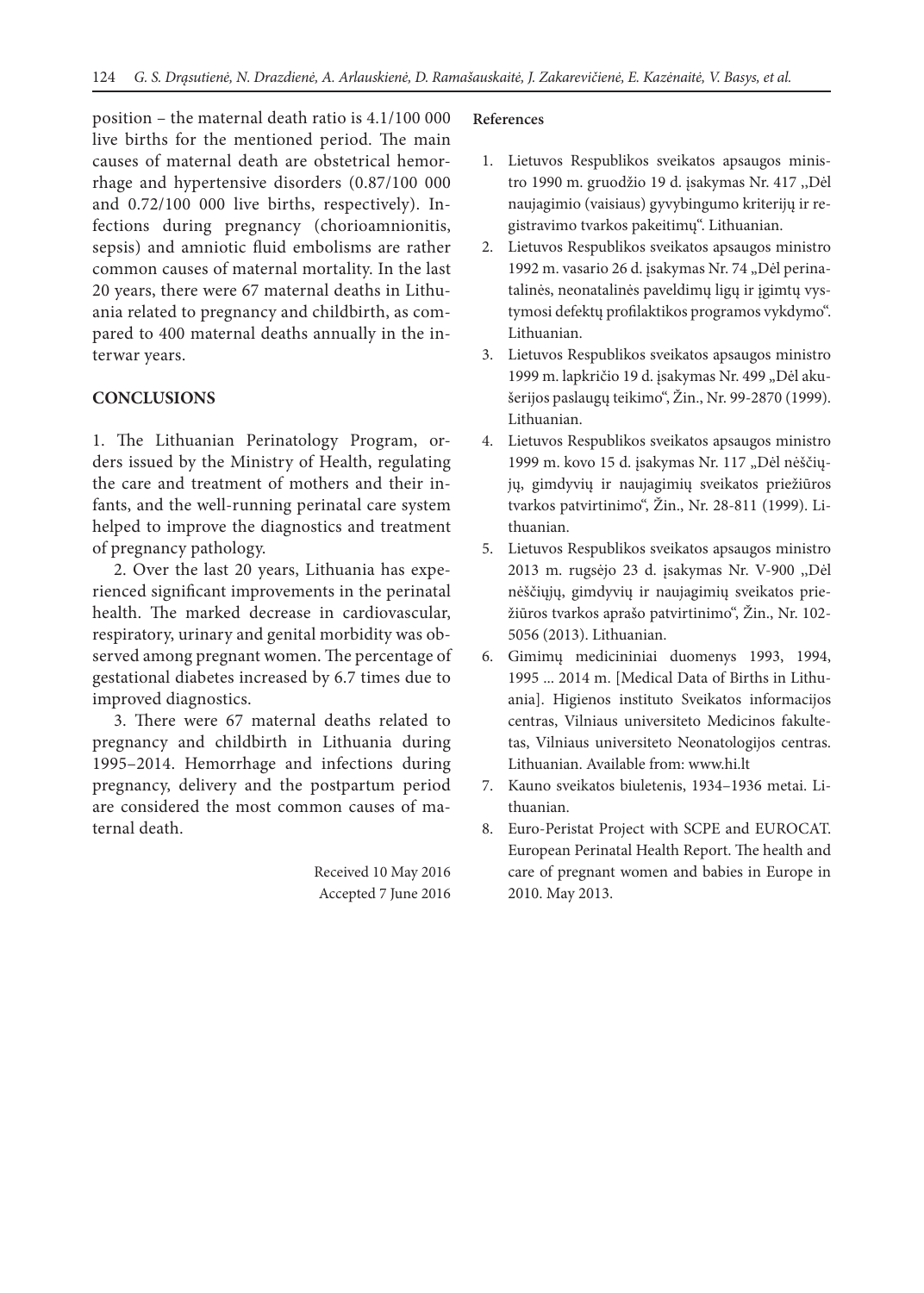position – the maternal death ratio is 4.1/100 000 live births for the mentioned period. The main causes of maternal death are obstetrical hemorrhage and hypertensive disorders (0.87/100 000 and 0.72/100 000 live births, respectively). Infections during pregnancy (chorioamnionitis, sepsis) and amniotic fluid embolisms are rather common causes of maternal mortality. In the last 20 years, there were 67 maternal deaths in Lithuania related to pregnancy and childbirth, as compared to 400 maternal deaths annually in the interwar years.

## CONCLUSIONS

1. The Lithuanian Perinatology Program, orders issued by the Ministry of Health, regulating the care and treatment of mothers and their infants, and the well-running perinatal care system helped to improve the diagnostics and treatment of pregnancy pathology.

2. Over the last 20 years, Lithuania has experienced significant improvements in the perinatal health. The marked decrease in cardiovascular, respiratory, urinary and genital morbidity was observed among pregnant women. The percentage of gestational diabetes increased by 6.7 times due to improved diagnostics.

3. There were 67 maternal deaths related to pregnancy and childbirth in Lithuania during 1995–2014. Hemorrhage and infections during pregnancy, delivery and the postpartum period are considered the most common causes of maternal death.

Received 10 May 2016
Accepted 7 June 2016

**References**

1. Lietuvos Respublikos sveikatos apsaugos ministro 1990 m. gruodžio 19 d. įsakymas Nr. 417 ,,Dėl naujagimio (vaisiaus) gyvybingumo kriterijų ir registravimo tvarkos pakeitimų". Lithuanian.
2. Lietuvos Respublikos sveikatos apsaugos ministro 1992 m. vasario 26 d. įsakymas Nr. 74 „Dėl perinatalinės, neonatalinės paveldimų ligų ir įgimtų vystymosi defektų profilaktikos programos vykdymo". Lithuanian.
3. Lietuvos Respublikos sveikatos apsaugos ministro 1999 m. lapkričio 19 d. įsakymas Nr. 499 „Dėl akušerijos paslaugų teikimo", Žin., Nr. 99-2870 (1999). Lithuanian.
4. Lietuvos Respublikos sveikatos apsaugos ministro 1999 m. kovo 15 d. įsakymas Nr. 117 „Dėl nėščiųjų, gimdyvių ir naujagimių sveikatos priežiūros tvarkos patvirtinimo", Žin., Nr. 28-811 (1999). Lithuanian.
5. Lietuvos Respublikos sveikatos apsaugos ministro 2013 m. rugsėjo 23 d. įsakymas Nr. V-900 ,,Dėl nėščiųjų, gimdyvių ir naujagimių sveikatos priežiūros tvarkos aprašo patvirtinimo", Žin., Nr. 102-5056 (2013). Lithuanian.
6. Gimimų medicininiai duomenys 1993, 1994, 1995 ... 2014 m. [Medical Data of Births in Lithuania]. Higienos instituto Sveikatos informacijos centras, Vilniaus universiteto Medicinos fakultetas, Vilniaus universiteto Neonatologijos centras. Lithuanian. Available from: www.hi.lt
7. Kauno sveikatos biuletenis, 1934–1936 metai. Lithuanian.
8. Euro-Peristat Project with SCPE and EUROCAT. European Perinatal Health Report. The health and care of pregnant women and babies in Europe in 2010. May 2013.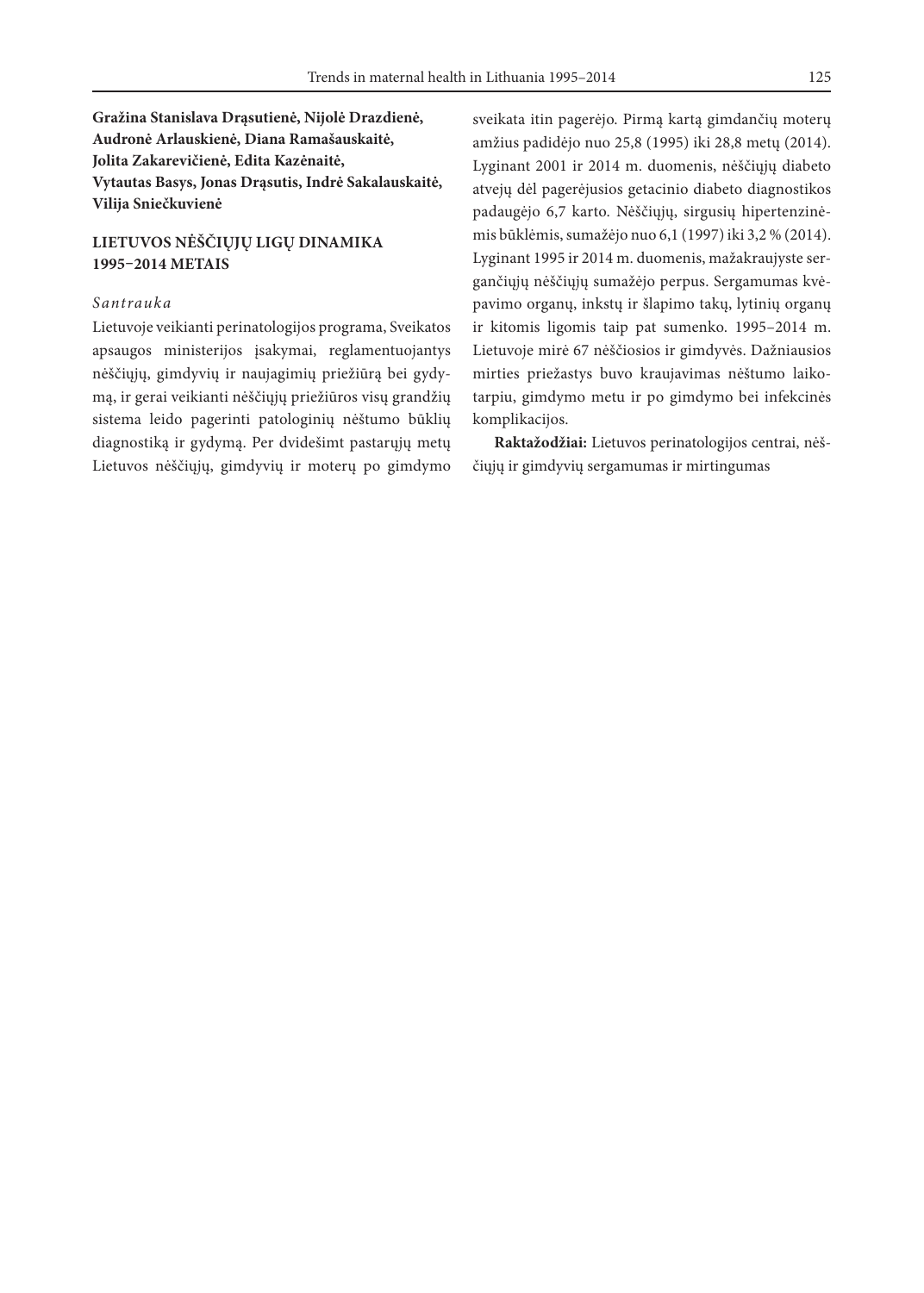**Gražina Stanislava Drąsutienė, Nijolė Drazdienė, Audronė Arlauskienė, Diana Ramašauskaitė, Jolita Zakarevičienė, Edita Kazėnaitė, Vytautas Basys, Jonas Drąsutis, Indrė Sakalauskaitė, Vilija Sniečkuvienė**

## LIETUVOS NĖŠČIŲJŲ LIGŲ DINAMIKA 1995–2014 METAIS

*Santrauka*

Lietuvoje veikianti perinatologijos programa, Sveikatos apsaugos ministerijos įsakymai, reglamentuojantys nėščiųjų, gimdyvių ir naujagimių priežiūrą bei gydymą, ir gerai veikianti nėščiųjų priežiūros visų grandžių sistema leido pagerinti patologinių nėštumo būklių diagnostiką ir gydymą. Per dvidešimt pastarųjų metų Lietuvos nėščiųjų, gimdyvių ir moterų po gimdymo sveikata itin pagerėjo. Pirmą kartą gimdančių moterų amžius padidėjo nuo 25,8 (1995) iki 28,8 metų (2014). Lyginant 2001 ir 2014 m. duomenis, nėščiųjų diabeto atvejų dėl pagerėjusios getacinio diabeto diagnostikos padaugėjo 6,7 karto. Nėščiųjų, sirgusių hipertenzinėmis būklėmis, sumažėjo nuo 6,1 (1997) iki 3,2 % (2014). Lyginant 1995 ir 2014 m. duomenis, mažakraujyste sergančiųjų nėščiųjų sumažėjo perpus. Sergamumas kvėpavimo organų, inkstų ir šlapimo takų, lytinių organų ir kitomis ligomis taip pat sumenko. 1995–2014 m. Lietuvoje mirė 67 nėščiosios ir gimdyvės. Dažniausios mirties priežastys buvo kraujavimas nėštumo laikotarpiu, gimdymo metu ir po gimdymo bei infekcinės komplikacijos.

**Raktažodžiai:** Lietuvos perinatologijos centrai, nėščiųjų ir gimdyvių sergamumas ir mirtingumas